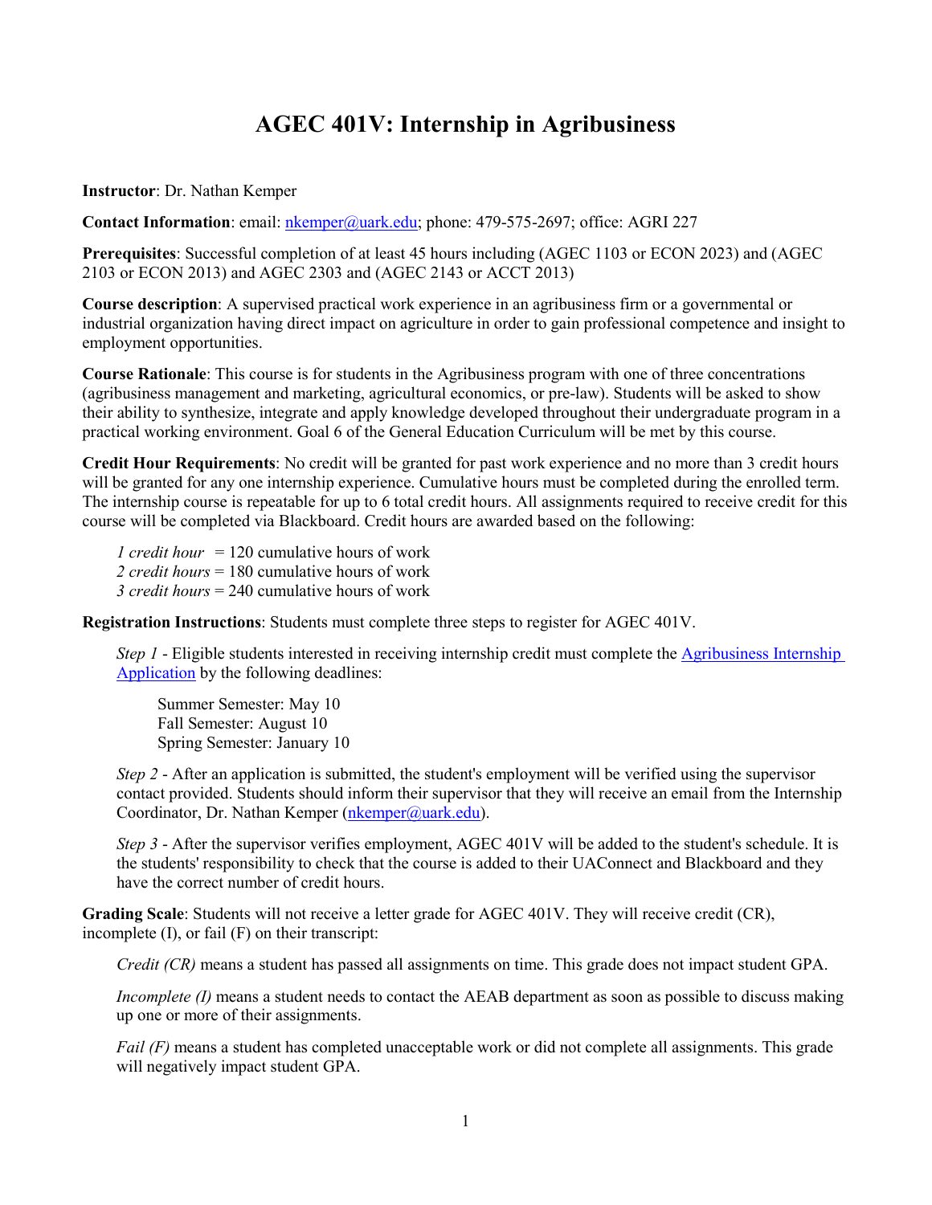# AGEC 401V: Internship in Agribusiness

**Instructor**: Dr. Nathan Kemper

**Contact Information**: email: [nkemper@uark.edu](mailto:nkemper@uark.edu); phone: 479-575-2697; office: AGRI 227

**Prerequisites**: Successful completion of at least 45 hours including (AGEC 1103 or ECON 2023) and (AGEC 2103 or ECON 2013) and AGEC 2303 and (AGEC 2143 or ACCT 2013)

**Course description**: A supervised practical work experience in an agribusiness firm or a governmental or industrial organization having direct impact on agriculture in order to gain professional competence and insight to employment opportunities.

**Course Rationale**: This course is for students in the Agribusiness program with one of three concentrations (agribusiness management and marketing, agricultural economics, or pre-law). Students will be asked to show their ability to synthesize, integrate and apply knowledge developed throughout their undergraduate program in a practical working environment. Goal 6 of the General Education Curriculum will be met by this course.

**Credit Hour Requirements**: No credit will be granted for past work experience and no more than 3 credit hours will be granted for any one internship experience. Cumulative hours must be completed during the enrolled term. The internship course is repeatable for up to 6 total credit hours. All assignments required to receive credit for this course will be completed via Blackboard. Credit hours are awarded based on the following:

> *1 credit hour* = 120 cumulative hours of work
> *2 credit hours* = 180 cumulative hours of work
> *3 credit hours* = 240 cumulative hours of work

**Registration Instructions**: Students must complete three steps to register for AGEC 401V.

> *Step 1* - Eligible students interested in receiving internship credit must complete the [Agribusiness Internship Application]() by the following deadlines:
>
> > Summer Semester: May 10
> > Fall Semester: August 10
> > Spring Semester: January 10
>
> *Step 2* - After an application is submitted, the student's employment will be verified using the supervisor contact provided. Students should inform their supervisor that they will receive an email from the Internship Coordinator, Dr. Nathan Kemper ([nkemper@uark.edu](mailto:nkemper@uark.edu)).
>
> *Step 3* - After the supervisor verifies employment, AGEC 401V will be added to the student's schedule. It is the students' responsibility to check that the course is added to their UAConnect and Blackboard and they have the correct number of credit hours.

**Grading Scale**: Students will not receive a letter grade for AGEC 401V. They will receive credit (CR), incomplete (I), or fail (F) on their transcript:

> *Credit (CR)* means a student has passed all assignments on time. This grade does not impact student GPA.
>
> *Incomplete (I)* means a student needs to contact the AEAB department as soon as possible to discuss making up one or more of their assignments.
>
> *Fail (F)* means a student has completed unacceptable work or did not complete all assignments. This grade will negatively impact student GPA.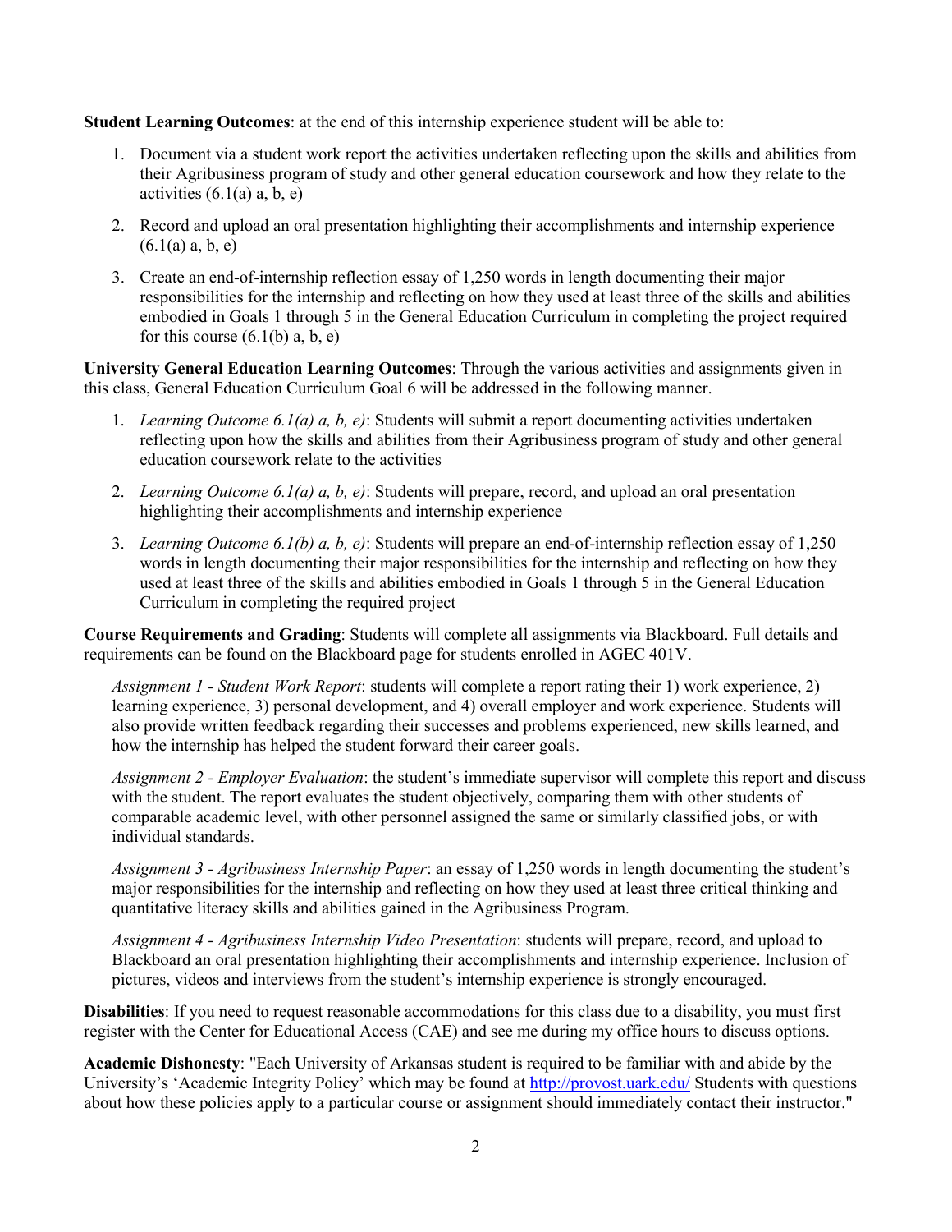**Student Learning Outcomes**: at the end of this internship experience student will be able to:

1. Document via a student work report the activities undertaken reflecting upon the skills and abilities from their Agribusiness program of study and other general education coursework and how they relate to the activities (6.1(a) a, b, e)
2. Record and upload an oral presentation highlighting their accomplishments and internship experience (6.1(a) a, b, e)
3. Create an end-of-internship reflection essay of 1,250 words in length documenting their major responsibilities for the internship and reflecting on how they used at least three of the skills and abilities embodied in Goals 1 through 5 in the General Education Curriculum in completing the project required for this course (6.1(b) a, b, e)

**University General Education Learning Outcomes**: Through the various activities and assignments given in this class, General Education Curriculum Goal 6 will be addressed in the following manner.

1. *Learning Outcome 6.1(a) a, b, e)*: Students will submit a report documenting activities undertaken reflecting upon how the skills and abilities from their Agribusiness program of study and other general education coursework relate to the activities
2. *Learning Outcome 6.1(a) a, b, e)*: Students will prepare, record, and upload an oral presentation highlighting their accomplishments and internship experience
3. *Learning Outcome 6.1(b) a, b, e)*: Students will prepare an end-of-internship reflection essay of 1,250 words in length documenting their major responsibilities for the internship and reflecting on how they used at least three of the skills and abilities embodied in Goals 1 through 5 in the General Education Curriculum in completing the required project

**Course Requirements and Grading**: Students will complete all assignments via Blackboard. Full details and requirements can be found on the Blackboard page for students enrolled in AGEC 401V.

*Assignment 1 - Student Work Report*: students will complete a report rating their 1) work experience, 2) learning experience, 3) personal development, and 4) overall employer and work experience. Students will also provide written feedback regarding their successes and problems experienced, new skills learned, and how the internship has helped the student forward their career goals.

*Assignment 2 - Employer Evaluation*: the student's immediate supervisor will complete this report and discuss with the student. The report evaluates the student objectively, comparing them with other students of comparable academic level, with other personnel assigned the same or similarly classified jobs, or with individual standards.

*Assignment 3 - Agribusiness Internship Paper*: an essay of 1,250 words in length documenting the student's major responsibilities for the internship and reflecting on how they used at least three critical thinking and quantitative literacy skills and abilities gained in the Agribusiness Program.

*Assignment 4 - Agribusiness Internship Video Presentation*: students will prepare, record, and upload to Blackboard an oral presentation highlighting their accomplishments and internship experience. Inclusion of pictures, videos and interviews from the student's internship experience is strongly encouraged.

**Disabilities**: If you need to request reasonable accommodations for this class due to a disability, you must first register with the Center for Educational Access (CAE) and see me during my office hours to discuss options.

**Academic Dishonesty**: "Each University of Arkansas student is required to be familiar with and abide by the University's 'Academic Integrity Policy' which may be found at [http://provost.uark.edu/](http://provost.uark.edu/) Students with questions about how these policies apply to a particular course or assignment should immediately contact their instructor."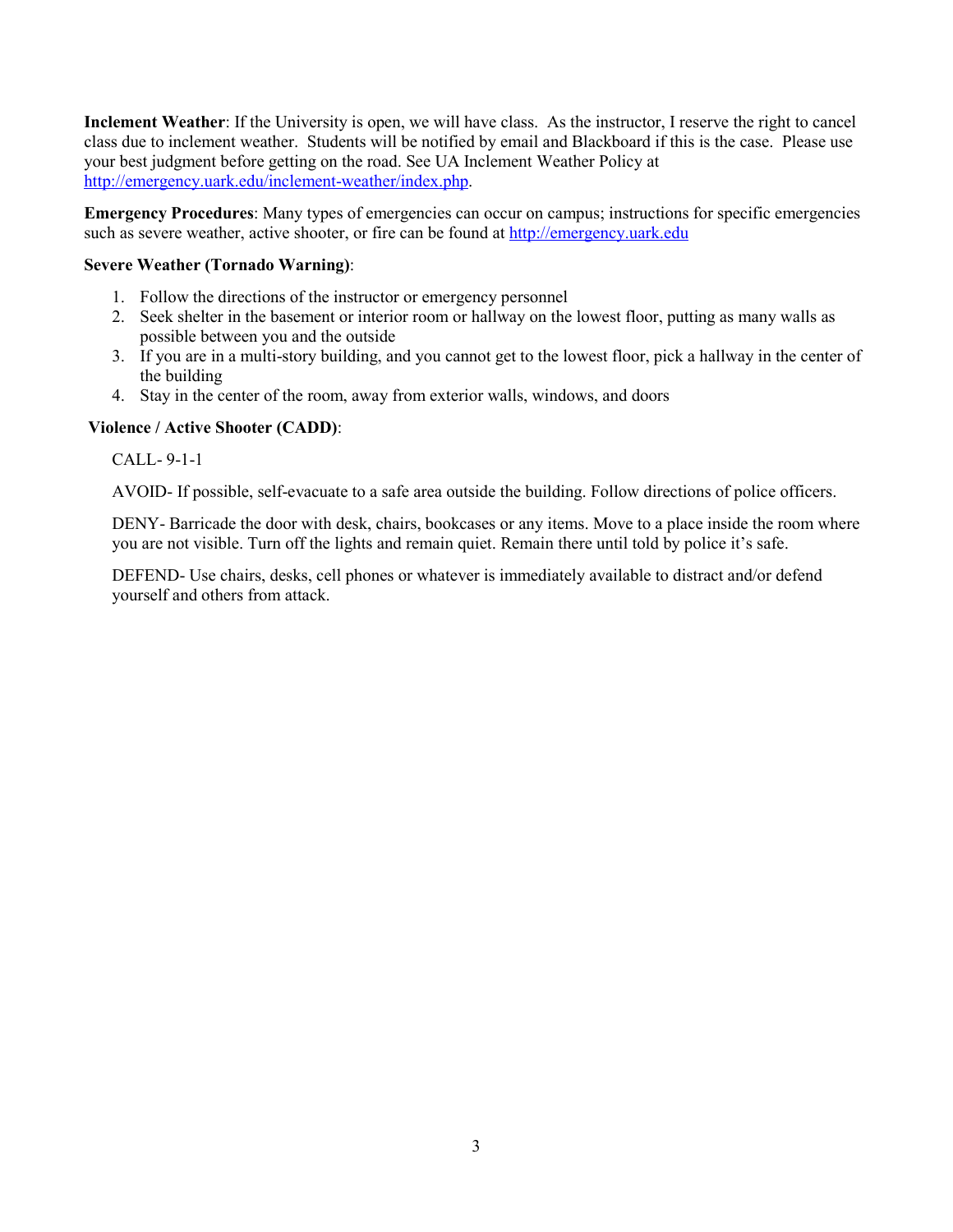**Inclement Weather**: If the University is open, we will have class. As the instructor, I reserve the right to cancel class due to inclement weather. Students will be notified by email and Blackboard if this is the case. Please use your best judgment before getting on the road. See UA Inclement Weather Policy at [http://emergency.uark.edu/inclement-weather/index.php](http://emergency.uark.edu/inclement-weather/index.php).

**Emergency Procedures**: Many types of emergencies can occur on campus; instructions for specific emergencies such as severe weather, active shooter, or fire can be found at [http://emergency.uark.edu](http://emergency.uark.edu)

**Severe Weather (Tornado Warning)**:

1. Follow the directions of the instructor or emergency personnel
2. Seek shelter in the basement or interior room or hallway on the lowest floor, putting as many walls as possible between you and the outside
3. If you are in a multi-story building, and you cannot get to the lowest floor, pick a hallway in the center of the building
4. Stay in the center of the room, away from exterior walls, windows, and doors

**Violence / Active Shooter (CADD)**:

CALL- 9-1-1

AVOID- If possible, self-evacuate to a safe area outside the building. Follow directions of police officers.

DENY- Barricade the door with desk, chairs, bookcases or any items. Move to a place inside the room where you are not visible. Turn off the lights and remain quiet. Remain there until told by police it's safe.

DEFEND- Use chairs, desks, cell phones or whatever is immediately available to distract and/or defend yourself and others from attack.